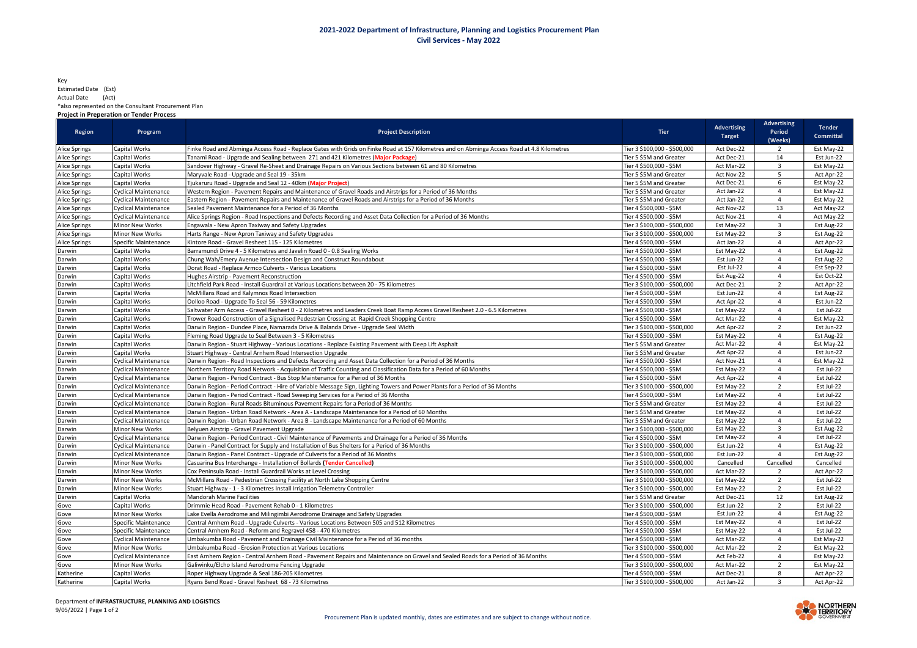# 2021-2022 Department of Infrastructure, Planning and Logistics Procurement Plan

## Civil Services - May 2022

Key
Estimated Date (Est)
Actual Date (Act)
*also represented on the Consultant Procurement Plan

**Project in Preperation or Tender Process**

| Region | Program | Project Description | Tier | Advertising Target | Advertising Period (Weeks) | Tender Committal |
|---|---|---|---|---|---|---|
| Alice Springs | Capital Works | Finke Road and Abminga Access Road - Replace Gates with Grids on Finke Road at 157 Kilometres and on Abminga Access Road at 4.8 Kilometres | Tier 3 $100,000 - $500,000 | Act Dec-22 | 2 | Est May-22 |
| Alice Springs | Capital Works | Tanami Road - Upgrade and Sealing between 271 and 421 Kilometres (**Major Package**) | Tier 5 $5M and Greater | Act Dec-21 | 14 | Est Jun-22 |
| Alice Springs | Capital Works | Sandover Highway - Gravel Re-Sheet and Drainage Repairs on Various Sections between 61 and 80 Kilometres | Tier 4 $500,000 - $5M | Act Mar-22 | 3 | Est May-22 |
| Alice Springs | Capital Works | Maryvale Road - Upgrade and Seal 19 - 35km | Tier 5 $5M and Greater | Act Nov-22 | 5 | Act Apr-22 |
| Alice Springs | Capital Works | Tjukaruru Road - Upgrade and Seal 12 - 40km (**Major Project**) | Tier 5 $5M and Greater | Act Dec-21 | 6 | Est May-22 |
| Alice Springs | Cyclical Maintenance | Western Region - Pavement Repairs and Maintenance of Gravel Roads and Airstrips for a Period of 36 Months | Tier 5 $5M and Greater | Act Jan-22 | 4 | Est May-22 |
| Alice Springs | Cyclical Maintenance | Eastern Region - Pavement Repairs and Maintenance of Gravel Roads and Airstrips for a Period of 36 Months | Tier 5 $5M and Greater | Act Jan-22 | 4 | Est May-22 |
| Alice Springs | Cyclical Maintenance | Sealed Pavement Maintenance for a Period of 36 Months | Tier 4 $500,000 - $5M | Act Nov-22 | 13 | Act May-22 |
| Alice Springs | Cyclical Maintenance | Alice Springs Region - Road Inspections and Defects Recording and Asset Data Collection for a Period of 36 Months | Tier 4 $500,000 - $5M | Act Nov-21 | 4 | Act May-22 |
| Alice Springs | Minor New Works | Engawala - New Apron Taxiway and Safety Upgrades | Tier 3 $100,000 - $500,000 | Est May-22 | 3 | Est Aug-22 |
| Alice Springs | Minor New Works | Harts Range - New Apron Taxiway and Safety Upgrades | Tier 3 $100,000 - $500,000 | Est May-22 | 3 | Est Aug-22 |
| Alice Springs | Specific Maintenance | Kintore Road - Gravel Resheet 115 - 125 Kilometres | Tier 4 $500,000 - $5M | Act Jan-22 | 4 | Act Apr-22 |
| Darwin | Capital Works | Barramundi Drive 4 - 5 Kilometres and Javelin Road 0 - 0.8 Sealing Works | Tier 4 $500,000 - $5M | Est May-22 | 4 | Est Aug-22 |
| Darwin | Capital Works | Chung Wah/Emery Avenue Intersection Design and Construct Roundabout | Tier 4 $500,000 - $5M | Est Jun-22 | 4 | Est Aug-22 |
| Darwin | Capital Works | Dorat Road - Replace Armco Culverts - Various Locations | Tier 4 $500,000 - $5M | Est Jul-22 | 4 | Est Sep-22 |
| Darwin | Capital Works | Hughes Airstrip - Pavement Reconstruction | Tier 4 $500,000 - $5M | Est Aug-22 | 4 | Est Oct-22 |
| Darwin | Capital Works | Litchfield Park Road - Install Guardrail at Various Locations between 20 - 75 Kilometres | Tier 3 $100,000 - $500,000 | Act Dec-21 | 2 | Act Apr-22 |
| Darwin | Capital Works | McMillans Road and Kalymnos Road Intersection | Tier 4 $500,000 - $5M | Est Jun-22 | 4 | Est Aug-22 |
| Darwin | Capital Works | Oolloo Road - Upgrade To Seal 56 - 59 Kilometres | Tier 4 $500,000 - $5M | Act Apr-22 | 4 | Est Jun-22 |
| Darwin | Capital Works | Saltwater Arm Access - Gravel Resheet 0 - 2 Kilometres and Leaders Creek Boat Ramp Access Gravel Resheet 2.0 - 6.5 Kilometres | Tier 4 $500,000 - $5M | Est May-22 | 4 | Est Jul-22 |
| Darwin | Capital Works | Trower Road Construction of a Signalised Pedestrian Crossing at Rapid Creek Shopping Centre | Tier 4 $500,000 - $5M | Act Mar-22 | 4 | Est May-22 |
| Darwin | Capital Works | Darwin Region - Dundee Place, Namarada Drive & Balanda Drive - Upgrade Seal Width | Tier 3 $100,000 - $500,000 | Act Apr-22 | 2 | Est Jun-22 |
| Darwin | Capital Works | Fleming Road Upgrade to Seal Between 3 - 5 Kilometres | Tier 4 $500,000 - $5M | Est May-22 | 4 | Est Aug-22 |
| Darwin | Capital Works | Darwin Region - Stuart Highway - Various Locations - Replace Existing Pavement with Deep Lift Asphalt | Tier 5 $5M and Greater | Act Mar-22 | 4 | Est May-22 |
| Darwin | Capital Works | Stuart Highway - Central Arnhem Road Intersection Upgrade | Tier 5 $5M and Greater | Act Apr-22 | 4 | Est Jun-22 |
| Darwin | Cyclical Maintenance | Darwin Region - Road Inspections and Defects Recording and Asset Data Collection for a Period of 36 Months | Tier 4 $500,000 - $5M | Act Nov-21 | 4 | Est May-22 |
| Darwin | Cyclical Maintenance | Northern Territory Road Network - Acquisition of Traffic Counting and Classification Data for a Period of 60 Months | Tier 4 $500,000 - $5M | Est May-22 | 4 | Est Jul-22 |
| Darwin | Cyclical Maintenance | Darwin Region - Period Contract - Bus Stop Maintenance for a Period of 36 Months | Tier 4 $500,000 - $5M | Act Apr-22 | 4 | Est Jul-22 |
| Darwin | Cyclical Maintenance | Darwin Region - Period Contract - Hire of Variable Message Sign, Lighting Towers and Power Plants for a Period of 36 Months | Tier 3 $100,000 - $500,000 | Est May-22 | 2 | Est Jul-22 |
| Darwin | Cyclical Maintenance | Darwin Region - Period Contract - Road Sweeping Services for a Period of 36 Months | Tier 4 $500,000 - $5M | Est May-22 | 4 | Est Jul-22 |
| Darwin | Cyclical Maintenance | Darwin Region - Rural Roads Bituminous Pavement Repairs for a Period of 36 Months | Tier 5 $5M and Greater | Est May-22 | 4 | Est Jul-22 |
| Darwin | Cyclical Maintenance | Darwin Region - Urban Road Network - Area A - Landscape Maintenance for a Period of 60 Months | Tier 5 $5M and Greater | Est May-22 | 4 | Est Jul-22 |
| Darwin | Cyclical Maintenance | Darwin Region - Urban Road Network - Area B - Landscape Maintenance for a Period of 60 Months | Tier 5 $5M and Greater | Est May-22 | 4 | Est Jul-22 |
| Darwin | Minor New Works | Belyuen Airstrip - Gravel Pavement Upgrade | Tier 3 $100,000 - $500,000 | Est May-22 | 3 | Est Aug-22 |
| Darwin | Cyclical Maintenance | Darwin Region - Period Contract - Civil Maintenance of Pavements and Drainage for a Period of 36 Months | Tier 4 $500,000 - $5M | Est May-22 | 4 | Est Jul-22 |
| Darwin | Cyclical Maintenance | Darwin - Panel Contract for Supply and Installation of Bus Shelters for a Period of 36 Months | Tier 3 $100,000 - $500,000 | Est Jun-22 | 4 | Est Aug-22 |
| Darwin | Cyclical Maintenance | Darwin Region - Panel Contract - Upgrade of Culverts for a Period of 36 Months | Tier 3 $100,000 - $500,000 | Est Jun-22 | 4 | Est Aug-22 |
| Darwin | Minor New Works | Casuarina Bus Interchange - Installation of Bollards (**Tender Cancelled**) | Tier 3 $100,000 - $500,000 | Cancelled | Cancelled | Cancelled |
| Darwin | Minor New Works | Cox Peninsula Road - Install Guardrail Works at Level Crossing | Tier 3 $100,000 - $500,000 | Act Mar-22 | 2 | Act Apr-22 |
| Darwin | Minor New Works | McMillans Road - Pedestrian Crossing Facility at North Lake Shopping Centre | Tier 3 $100,000 - $500,000 | Est May-22 | 2 | Est Jul-22 |
| Darwin | Minor New Works | Stuart Highway - 1 - 3 Kilometres Install Irrigation Telemetry Controller | Tier 3 $100,000 - $500,000 | Est May-22 | 2 | Est Jul-22 |
| Darwin | Capital Works | Mandorah Marine Facilities | Tier 5 $5M and Greater | Act Dec-21 | 12 | Est Aug-22 |
| Gove | Capital Works | Drimmie Head Road - Pavement Rehab 0 - 1 Kilometres | Tier 3 $100,000 - $500,000 | Est Jun-22 | 2 | Est Jul-22 |
| Gove | Minor New Works | Lake Evella Aerodrome and Milingimbi Aerodrome Drainage and Safety Upgrades | Tier 4 $500,000 - $5M | Est Jun-22 | 4 | Est Aug-22 |
| Gove | Specific Maintenance | Central Arnhem Road - Upgrade Culverts - Various Locations Between 505 and 512 Kilometres | Tier 4 $500,000 - $5M | Est May-22 | 4 | Est Jul-22 |
| Gove | Specific Maintenance | Central Arnhem Road - Reform and Regravel 458 - 470 Kilometres | Tier 4 $500,000 - $5M | Est May-22 | 4 | Est Jul-22 |
| Gove | Cyclical Maintenance | Umbakumba Road - Pavement and Drainage Civil Maintenance for a Period of 36 months | Tier 4 $500,000 - $5M | Act Mar-22 | 4 | Est May-22 |
| Gove | Minor New Works | Umbakumba Road - Erosion Protection at Various Locations | Tier 3 $100,000 - $500,000 | Act Mar-22 | 2 | Est May-22 |
| Gove | Cyclical Maintenance | East Arnhem Region - Central Arnhem Road - Pavement Repairs and Maintenance on Gravel and Sealed Roads for a Period of 36 Months | Tier 4 $500,000 - $5M | Act Feb-22 | 4 | Est May-22 |
| Gove | Minor New Works | Galiwinku/Elcho Island Aerodrome Fencing Upgrade | Tier 3 $100,000 - $500,000 | Act Mar-22 | 2 | Est May-22 |
| Katherine | Capital Works | Roper Highway Upgrade & Seal 186-205 Kilometres | Tier 4 $500,000 - $5M | Act Dec-21 | 8 | Act Apr-22 |
| Katherine | Capital Works | Ryans Bend Road - Gravel Resheet 68 - 73 Kilometres | Tier 3 $100,000 - $500,000 | Act Jan-22 | 3 | Act Apr-22 |

Department of **INFRASTRUCTURE, PLANNING AND LOGISTICS**
9/05/2022

Procurement Plan is updated monthly, dates are estimates and are subject to change without notice.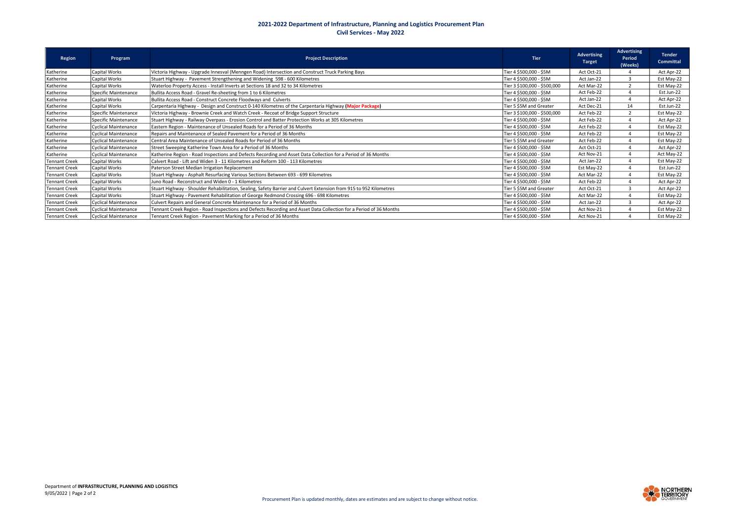## 2021-2022 Department of Infrastructure, Planning and Logistics Procurement Plan
## Civil Services - May 2022

| Region | Program | Project Description | Tier | Advertising Target | Advertising Period (Weeks) | Tender Committal |
|---|---|---|---|---|---|---|
| Katherine | Capital Works | Victoria Highway - Upgrade Innesval (Menngen Road) Intersection and Construct Truck Parking Bays | Tier 4 $500,000 - $5M | Act Oct-21 | 4 | Act Apr-22 |
| Katherine | Capital Works | Stuart Highway - Pavement Strengthening and Widening 598 - 600 Kilometres | Tier 4 $500,000 - $5M | Act Jan-22 | 3 | Est May-22 |
| Katherine | Capital Works | Waterloo Property Access - Install Inverts at Sections 18 and 32 to 34 Kilometres | Tier 3 $100,000 - $500,000 | Act Mar-22 | 2 | Est May-22 |
| Katherine | Specific Maintenance | Bullita Access Road - Gravel Re-sheeting from 1 to 6 Kilometres | Tier 4 $500,000 - $5M | Act Feb-22 | 4 | Est Jun-22 |
| Katherine | Capital Works | Bullita Access Road - Construct Concrete Floodways and Culverts | Tier 4 $500,000 - $5M | Act Jan-22 | 4 | Act Apr-22 |
| Katherine | Capital Works | Carpentaria Highway - Design and Construct 0-140 Kilometres of the Carpentaria Highway (**Major Package**) | Tier 5 $5M and Greater | Act Dec-21 | 14 | Est Jun-22 |
| Katherine | Specific Maintenance | Victoria Highway - Brownie Creek and Watch Creek - Recoat of Bridge Support Structure | Tier 3 $100,000 - $500,000 | Act Feb-22 | 2 | Est May-22 |
| Katherine | Specific Maintenance | Stuart Highway - Railway Overpass - Erosion Control and Batter Protection Works at 305 Kilometres | Tier 4 $500,000 - $5M | Act Feb-22 | 4 | Act Apr-22 |
| Katherine | Cyclical Maintenance | Eastern Region - Maintenance of Unsealed Roads for a Period of 36 Months | Tier 4 $500,000 - $5M | Act Feb-22 | 4 | Est May-22 |
| Katherine | Cyclical Maintenance | Repairs and Maintenance of Sealed Pavement for a Period of 36 Months | Tier 4 $500,000 - $5M | Act Feb-22 | 4 | Est May-22 |
| Katherine | Cyclical Maintenance | Central Area Maintenance of Unsealed Roads for Period of 36 Months | Tier 5 $5M and Greater | Act Feb-22 | 4 | Est May-22 |
| Katherine | Cyclical Maintenance | Street Sweeping Katherine Town Area for a Period of 36 Months | Tier 4 $500,000 - $5M | Act Oct-21 | 4 | Act Apr-22 |
| Katherine | Cyclical Maintenance | Katherine Region - Road Inspections and Defects Recording and Asset Data Collection for a Period of 36 Months | Tier 4 $500,000 - $5M | Act Nov-21 | 4 | Act May-22 |
| Tennant Creek | Capital Works | Calvert Road - Lift and Widen 3 - 11 Kilometres and Reform 100 - 113 Kilometres | Tier 4 $500,000 - $5M | Act Jan-22 | 4 | Est May-22 |
| Tennant Creek | Capital Works | Paterson Street Median Irrigation Replacement | Tier 4 $500,000 - $5M | Est May-22 | 4 | Est Jun-22 |
| Tennant Creek | Capital Works | Stuart Highway - Asphalt Resurfacing Various Sections Between 693 - 699 Kilometres | Tier 4 $500,000 - $5M | Act Mar-22 | 4 | Est May-22 |
| Tennant Creek | Capital Works | Juno Road - Reconstruct and Widen 0 - 1 Kilometres | Tier 4 $500,000 - $5M | Act Feb-22 | 4 | Act Apr-22 |
| Tennant Creek | Capital Works | Stuart Highway - Shoulder Rehabilitation, Sealing, Safety Barrier and Culvert Extension from 915 to 952 Kilometres | Tier 5 $5M and Greater | Act Oct-21 | 3 | Act Apr-22 |
| Tennant Creek | Capital Works | Stuart Highway - Pavement Rehabilitation of George Redmond Crossing 696 - 698 Kilometres | Tier 4 $500,000 - $5M | Act Mar-22 | 4 | Est May-22 |
| Tennant Creek | Cyclical Maintenance | Culvert Repairs and General Concrete Maintenance for a Period of 36 Months | Tier 4 $500,000 - $5M | Act Jan-22 | 3 | Act Apr-22 |
| Tennant Creek | Cyclical Maintenance | Tennant Creek Region - Road Inspections and Defects Recording and Asset Data Collection for a Period of 36 Months | Tier 4 $500,000 - $5M | Act Nov-21 | 4 | Est May-22 |
| Tennant Creek | Cyclical Maintenance | Tennant Creek Region - Pavement Marking for a Period of 36 Months | Tier 4 $500,000 - $5M | Act Nov-21 | 4 | Est May-22 |

Department of **INFRASTRUCTURE, PLANNING AND LOGISTICS**
9/05/2022

Procurement Plan is updated monthly, dates are estimates and are subject to change without notice.

NORTHERN TERRITORY GOVERNMENT